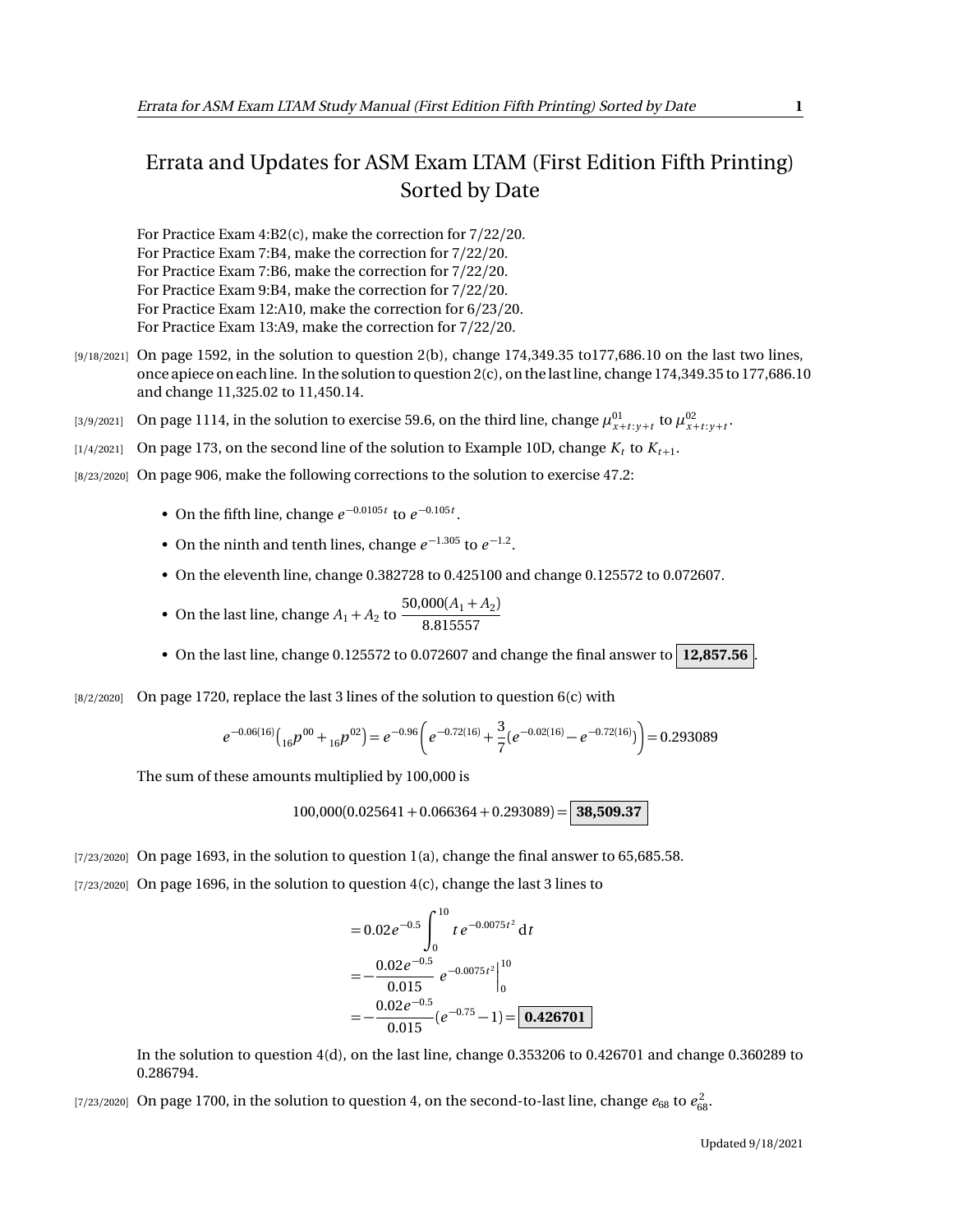# Errata and Updates for ASM Exam LTAM (First Edition Fifth Printing) Sorted by Date

For Practice Exam 4:B2(c), make the correction for 7/22/20.
For Practice Exam 7:B4, make the correction for 7/22/20.
For Practice Exam 7:B6, make the correction for 7/22/20.
For Practice Exam 9:B4, make the correction for 7/22/20.
For Practice Exam 12:A10, make the correction for 6/23/20.
For Practice Exam 13:A9, make the correction for 7/22/20.

[9/18/2021] On page 1592, in the solution to question 2(b), change 174,349.35 to177,686.10 on the last two lines, once apiece on each line. In the solution to question 2(c), on the last line, change 174,349.35 to 177,686.10 and change 11,325.02 to 11,450.14.

[3/9/2021] On page 1114, in the solution to exercise 59.6, on the third line, change $\mu^{01}_{x+t:y+t}$ to $\mu^{02}_{x+t:y+t}$.

[1/4/2021] On page 173, on the second line of the solution to Example 10D, change $K_t$ to $K_{t+1}$.

[8/23/2020] On page 906, make the following corrections to the solution to exercise 47.2:

- On the fifth line, change $e^{-0.0105t}$ to $e^{-0.105t}$.
- On the ninth and tenth lines, change $e^{-1.305}$ to $e^{-1.2}$.
- On the eleventh line, change 0.382728 to 0.425100 and change 0.125572 to 0.072607.
- On the last line, change $A_1 + A_2$ to $\dfrac{50{,}000(A_1 + A_2)}{8.815557}$
- On the last line, change 0.125572 to 0.072607 and change the final answer to $\boxed{\textbf{12,857.56}}$.

[8/2/2020] On page 1720, replace the last 3 lines of the solution to question 6(c) with

$$e^{-0.06(16)}\left({}_{16}p^{00} + {}_{16}p^{02}\right) = e^{-0.96}\left(e^{-0.72(16)} + \frac{3}{7}(e^{-0.02(16)} - e^{-0.72(16)})\right) = 0.293089$$

The sum of these amounts multiplied by 100,000 is

$$100{,}000(0.025641 + 0.066364 + 0.293089) = \boxed{\textbf{38,509.37}}$$

[7/23/2020] On page 1693, in the solution to question 1(a), change the final answer to 65,685.58.

[7/23/2020] On page 1696, in the solution to question 4(c), change the last 3 lines to

$$\begin{aligned}
&= 0.02e^{-0.5}\int_0^{10} t\,e^{-0.0075t^2}\,\mathrm{d}t \\
&= -\frac{0.02e^{-0.5}}{0.015}\; e^{-0.0075t^2}\Big|_0^{10} \\
&= -\frac{0.02e^{-0.5}}{0.015}(e^{-0.75} - 1) = \boxed{\textbf{0.426701}}
\end{aligned}$$

In the solution to question 4(d), on the last line, change 0.353206 to 0.426701 and change 0.360289 to 0.286794.

[7/23/2020] On page 1700, in the solution to question 4, on the second-to-last line, change $e_{68}$ to $e_{68}^2$.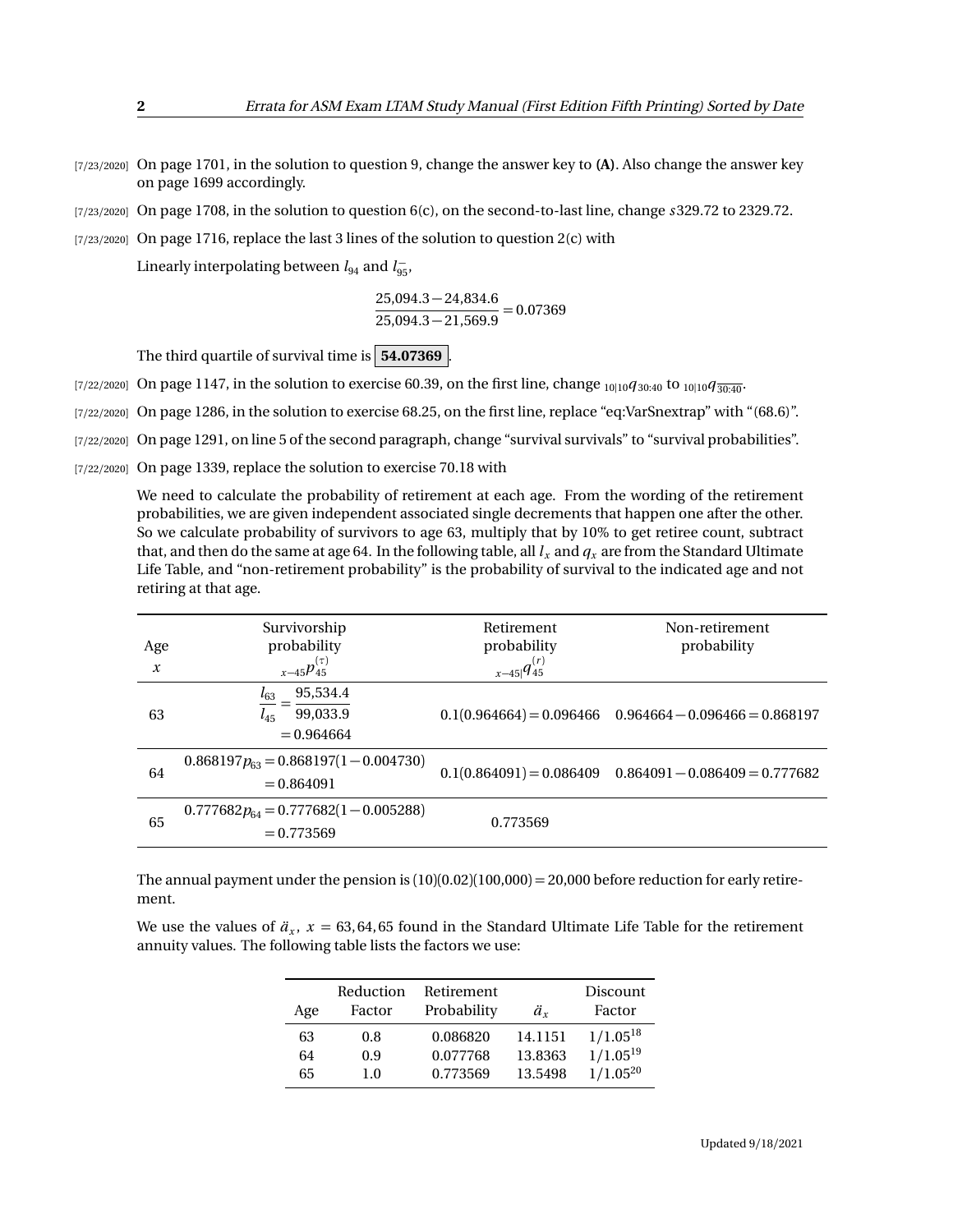[7/23/2020] On page 1701, in the solution to question 9, change the answer key to **(A)**. Also change the answer key on page 1699 accordingly.

[7/23/2020] On page 1708, in the solution to question 6(c), on the second-to-last line, change *s*329.72 to 2329.72.

[7/23/2020] On page 1716, replace the last 3 lines of the solution to question 2(c) with

Linearly interpolating between $l_{94}$ and $l_{95}^{-}$,

$$\frac{25{,}094.3 - 24{,}834.6}{25{,}094.3 - 21{,}569.9} = 0.07369$$

The third quartile of survival time is $\boxed{\mathbf{54.07369}}$.

[7/22/2020] On page 1147, in the solution to exercise 60.39, on the first line, change ${}_{10|10}q_{30:40}$ to ${}_{10|10}q_{\overline{30:40}}$.

[7/22/2020] On page 1286, in the solution to exercise 68.25, on the first line, replace "eq:VarSnextrap" with "(68.6)".

[7/22/2020] On page 1291, on line 5 of the second paragraph, change "survival survivals" to "survival probabilities".

[7/22/2020] On page 1339, replace the solution to exercise 70.18 with

We need to calculate the probability of retirement at each age. From the wording of the retirement probabilities, we are given independent associated single decrements that happen one after the other. So we calculate probability of survivors to age 63, multiply that by 10% to get retiree count, subtract that, and then do the same at age 64. In the following table, all $l_x$ and $q_x$ are from the Standard Ultimate Life Table, and "non-retirement probability" is the probability of survival to the indicated age and not retiring at that age.

| Age $x$ | Survivorship probability ${}_{x-45}p_{45}^{(\tau)}$ | Retirement probability ${}_{x-45\mid}q_{45}^{(r)}$ | Non-retirement probability |
|---|---|---|---|
| 63 | $\dfrac{l_{63}}{l_{45}} = \dfrac{95{,}534.4}{99{,}033.9} = 0.964664$ | $0.1(0.964664) = 0.096466$ | $0.964664 - 0.096466 = 0.868197$ |
| 64 | $0.868197p_{63} = 0.868197(1 - 0.004730) = 0.864091$ | $0.1(0.864091) = 0.086409$ | $0.864091 - 0.086409 = 0.777682$ |
| 65 | $0.777682p_{64} = 0.777682(1 - 0.005288) = 0.773569$ | 0.773569 | |

The annual payment under the pension is $(10)(0.02)(100{,}000) = 20{,}000$ before reduction for early retirement.

We use the values of $\ddot{a}_x$, $x = 63, 64, 65$ found in the Standard Ultimate Life Table for the retirement annuity values. The following table lists the factors we use:

| Age | Reduction Factor | Retirement Probability | $\ddot{a}_x$ | Discount Factor |
|---|---|---|---|---|
| 63 | 0.8 | 0.086820 | 14.1151 | $1/1.05^{18}$ |
| 64 | 0.9 | 0.077768 | 13.8363 | $1/1.05^{19}$ |
| 65 | 1.0 | 0.773569 | 13.5498 | $1/1.05^{20}$ |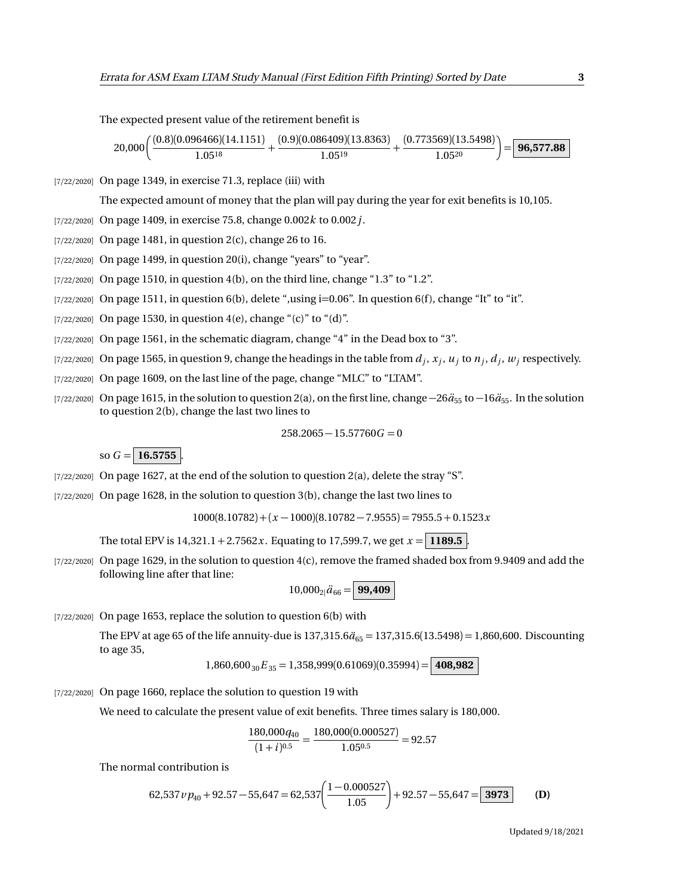The expected present value of the retirement benefit is

$$20{,}000\left(\frac{(0.8)(0.096466)(14.1151)}{1.05^{18}}+\frac{(0.9)(0.086409)(13.8363)}{1.05^{19}}+\frac{(0.773569)(13.5498)}{1.05^{20}}\right)=\boxed{\mathbf{96{,}577.88}}$$

[7/22/2020] On page 1349, in exercise 71.3, replace (iii) with

The expected amount of money that the plan will pay during the year for exit benefits is 10,105.

[7/22/2020] On page 1409, in exercise 75.8, change $0.002k$ to $0.002j$.

[7/22/2020] On page 1481, in question 2(c), change 26 to 16.

[7/22/2020] On page 1499, in question 20(i), change "years" to "year".

[7/22/2020] On page 1510, in question 4(b), on the third line, change "1.3" to "1.2".

[7/22/2020] On page 1511, in question 6(b), delete ",using i=0.06". In question 6(f), change "It" to "it".

[7/22/2020] On page 1530, in question 4(e), change "(c)" to "(d)".

[7/22/2020] On page 1561, in the schematic diagram, change "4" in the Dead box to "3".

[7/22/2020] On page 1565, in question 9, change the headings in the table from $d_j$, $x_j$, $u_j$ to $n_j$, $d_j$, $w_j$ respectively.

[7/22/2020] On page 1609, on the last line of the page, change "MLC" to "LTAM".

[7/22/2020] On page 1615, in the solution to question 2(a), on the first line, change $-26\ddot{a}_{55}$ to $-16\ddot{a}_{55}$. In the solution to question 2(b), change the last two lines to

$$258.2065-15.57760G=0$$

so $G=\boxed{\mathbf{16.5755}}$.

[7/22/2020] On page 1627, at the end of the solution to question 2(a), delete the stray "S".

[7/22/2020] On page 1628, in the solution to question 3(b), change the last two lines to

$$1000(8.10782)+(x-1000)(8.10782-7.9555)=7955.5+0.1523x$$

The total EPV is $14{,}321.1+2.7562x$. Equating to 17,599.7, we get $x=\boxed{\mathbf{1189.5}}$.

[7/22/2020] On page 1629, in the solution to question 4(c), remove the framed shaded box from 9.9409 and add the following line after that line:

$$10{,}000\,{}_{2|}\ddot{a}_{66}=\boxed{\mathbf{99{,}409}}$$

[7/22/2020] On page 1653, replace the solution to question 6(b) with

The EPV at age 65 of the life annuity-due is $137{,}315.6\ddot{a}_{65}=137{,}315.6(13.5498)=1{,}860{,}600$. Discounting to age 35,

$$1{,}860{,}600\,{}_{30}E_{35}=1{,}358{,}999(0.61069)(0.35994)=\boxed{\mathbf{408{,}982}}$$

[7/22/2020] On page 1660, replace the solution to question 19 with

We need to calculate the present value of exit benefits. Three times salary is 180,000.

$$\frac{180{,}000q_{40}}{(1+i)^{0.5}}=\frac{180{,}000(0.000527)}{1.05^{0.5}}=92.57$$

The normal contribution is

$$62{,}537\,vp_{40}+92.57-55{,}647=62{,}537\left(\frac{1-0.000527}{1.05}\right)+92.57-55{,}647=\boxed{\mathbf{3973}}\qquad\textbf{(D)}$$

Updated 9/18/2021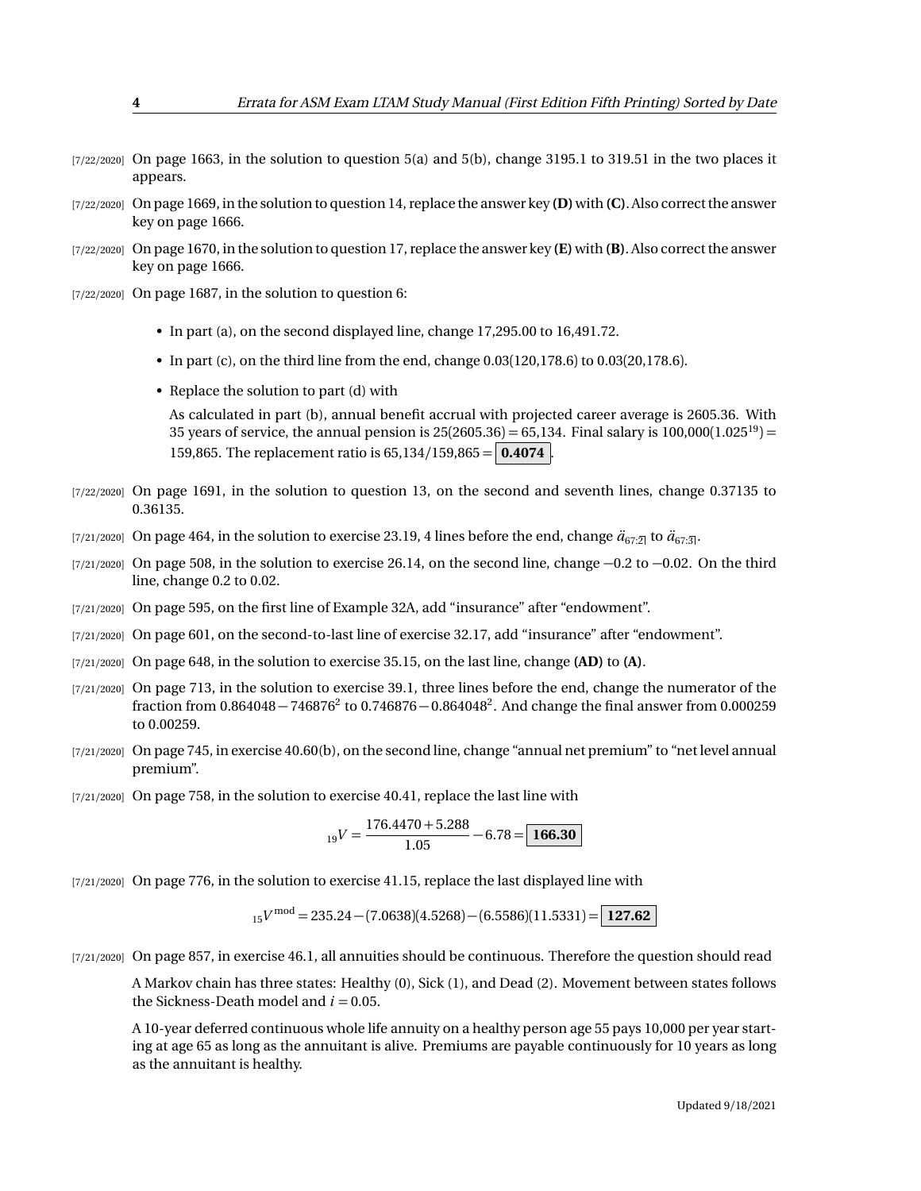[7/22/2020] On page 1663, in the solution to question 5(a) and 5(b), change 3195.1 to 319.51 in the two places it appears.

[7/22/2020] On page 1669, in the solution to question 14, replace the answer key **(D)** with **(C)**. Also correct the answer key on page 1666.

[7/22/2020] On page 1670, in the solution to question 17, replace the answer key **(E)** with **(B)**. Also correct the answer key on page 1666.

[7/22/2020] On page 1687, in the solution to question 6:

- In part (a), on the second displayed line, change 17,295.00 to 16,491.72.
- In part (c), on the third line from the end, change 0.03(120,178.6) to 0.03(20,178.6).
- Replace the solution to part (d) with

  As calculated in part (b), annual benefit accrual with projected career average is 2605.36. With 35 years of service, the annual pension is $25(2605.36) = 65{,}134$. Final salary is $100{,}000(1.025^{19}) = 159{,}865$. The replacement ratio is $65{,}134/159{,}865 = \boxed{\mathbf{0.4074}}$.

[7/22/2020] On page 1691, in the solution to question 13, on the second and seventh lines, change 0.37135 to 0.36135.

[7/21/2020] On page 464, in the solution to exercise 23.19, 4 lines before the end, change $\ddot{a}_{67:\overline{2}|}$ to $\ddot{a}_{67:\overline{3}|}$.

[7/21/2020] On page 508, in the solution to exercise 26.14, on the second line, change $-0.2$ to $-0.02$. On the third line, change 0.2 to 0.02.

[7/21/2020] On page 595, on the first line of Example 32A, add "insurance" after "endowment".

[7/21/2020] On page 601, on the second-to-last line of exercise 32.17, add "insurance" after "endowment".

[7/21/2020] On page 648, in the solution to exercise 35.15, on the last line, change **(AD)** to **(A)**.

[7/21/2020] On page 713, in the solution to exercise 39.1, three lines before the end, change the numerator of the fraction from $0.864048 - 746876^2$ to $0.746876 - 0.864048^2$. And change the final answer from 0.000259 to 0.00259.

[7/21/2020] On page 745, in exercise 40.60(b), on the second line, change "annual net premium" to "net level annual premium".

[7/21/2020] On page 758, in the solution to exercise 40.41, replace the last line with

$$_{19}V = \frac{176.4470 + 5.288}{1.05} - 6.78 = \boxed{\mathbf{166.30}}$$

[7/21/2020] On page 776, in the solution to exercise 41.15, replace the last displayed line with

$$_{15}V^{\text{mod}} = 235.24 - (7.0638)(4.5268) - (6.5586)(11.5331) = \boxed{\mathbf{127.62}}$$

[7/21/2020] On page 857, in exercise 46.1, all annuities should be continuous. Therefore the question should read

A Markov chain has three states: Healthy (0), Sick (1), and Dead (2). Movement between states follows the Sickness-Death model and $i = 0.05$.

A 10-year deferred continuous whole life annuity on a healthy person age 55 pays 10,000 per year starting at age 65 as long as the annuitant is alive. Premiums are payable continuously for 10 years as long as the annuitant is healthy.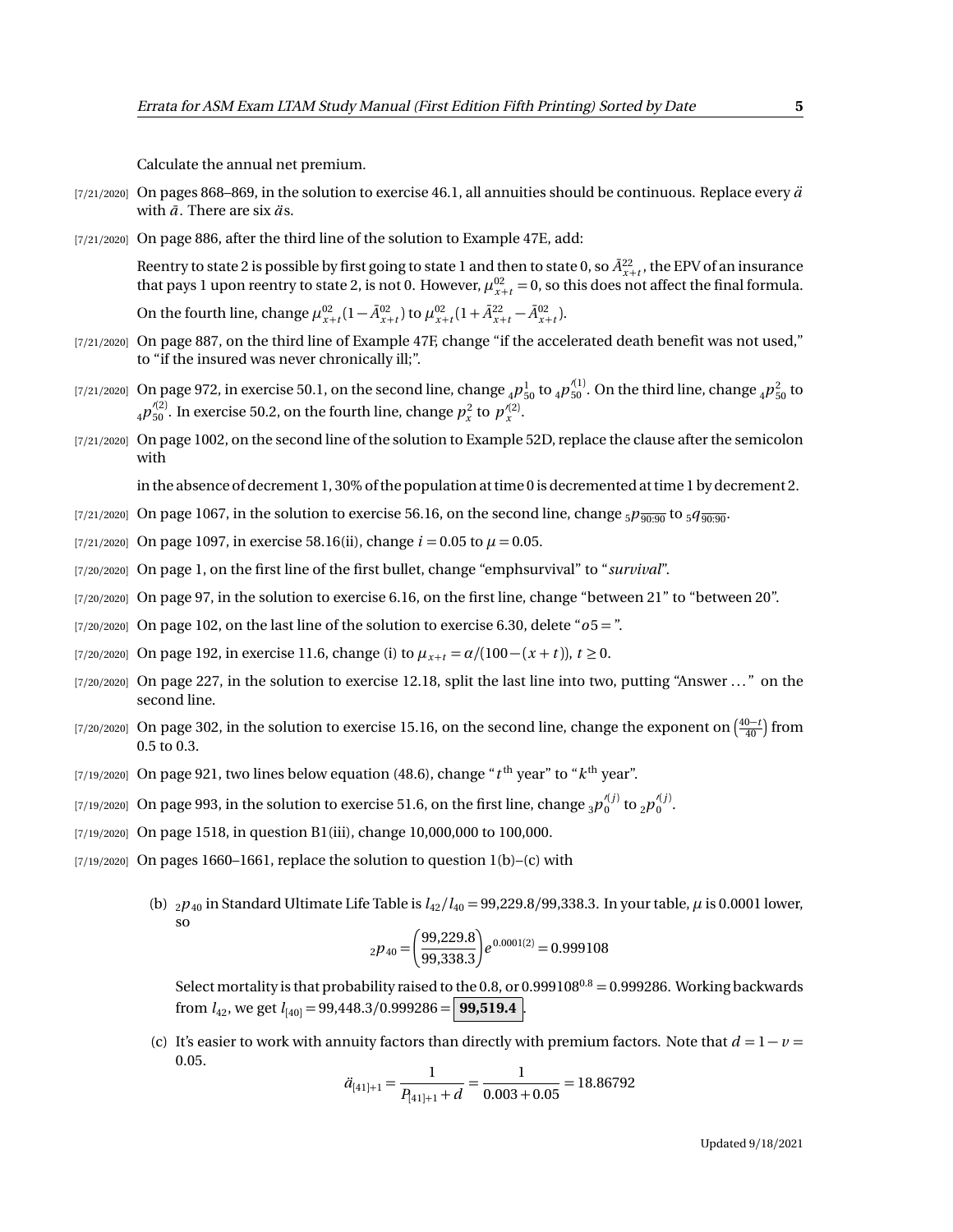Calculate the annual net premium.

[7/21/2020] On pages 868–869, in the solution to exercise 46.1, all annuities should be continuous. Replace every $\ddot{a}$ with $\bar{a}$. There are six $\ddot{a}$s.

[7/21/2020] On page 886, after the third line of the solution to Example 47E, add:

Reentry to state 2 is possible by first going to state 1 and then to state 0, so $\bar{A}^{22}_{x+t}$, the EPV of an insurance that pays 1 upon reentry to state 2, is not 0. However, $\mu^{02}_{x+t} = 0$, so this does not affect the final formula.

On the fourth line, change $\mu^{02}_{x+t}(1-\bar{A}^{02}_{x+t})$ to $\mu^{02}_{x+t}(1+\bar{A}^{22}_{x+t}-\bar{A}^{02}_{x+t})$.

[7/21/2020] On page 887, on the third line of Example 47F, change "if the accelerated death benefit was not used," to "if the insured was never chronically ill;".

[7/21/2020] On page 972, in exercise 50.1, on the second line, change ${}_4p^1_{50}$ to ${}_4p'^{(1)}_{50}$. On the third line, change ${}_4p^2_{50}$ to ${}_4p'^{(2)}_{50}$. In exercise 50.2, on the fourth line, change $p^2_x$ to $p'^{(2)}_x$.

[7/21/2020] On page 1002, on the second line of the solution to Example 52D, replace the clause after the semicolon with

in the absence of decrement 1, 30% of the population at time 0 is decremented at time 1 by decrement 2.

[7/21/2020] On page 1067, in the solution to exercise 56.16, on the second line, change ${}_5p_{\overline{90:90}}$ to ${}_5q_{\overline{90:90}}$.

[7/21/2020] On page 1097, in exercise 58.16(ii), change $i = 0.05$ to $\mu = 0.05$.

[7/20/2020] On page 1, on the first line of the first bullet, change "emphsurvival" to "*survival*".

[7/20/2020] On page 97, in the solution to exercise 6.16, on the first line, change "between 21" to "between 20".

[7/20/2020] On page 102, on the last line of the solution to exercise 6.30, delete "$o5 =$".

[7/20/2020] On page 192, in exercise 11.6, change (i) to $\mu_{x+t} = \alpha/(100-(x+t))$, $t \geq 0$.

[7/20/2020] On page 227, in the solution to exercise 12.18, split the last line into two, putting "Answer …" on the second line.

[7/20/2020] On page 302, in the solution to exercise 15.16, on the second line, change the exponent on $\left(\frac{40-t}{40}\right)$ from 0.5 to 0.3.

[7/19/2020] On page 921, two lines below equation (48.6), change "$t^{\text{th}}$ year" to "$k^{\text{th}}$ year".

[7/19/2020] On page 993, in the solution to exercise 51.6, on the first line, change ${}_3p'^{(j)}_0$ to ${}_2p'^{(j)}_0$.

[7/19/2020] On page 1518, in question B1(iii), change 10,000,000 to 100,000.

[7/19/2020] On pages 1660–1661, replace the solution to question 1(b)–(c) with

(b) ${}_2p_{40}$ in Standard Ultimate Life Table is $l_{42}/l_{40} = 99{,}229.8/99{,}338.3$. In your table, $\mu$ is 0.0001 lower, so

$$ {}_2p_{40} = \left(\frac{99{,}229.8}{99{,}338.3}\right)e^{0.0001(2)} = 0.999108 $$

Select mortality is that probability raised to the 0.8, or $0.999108^{0.8} = 0.999286$. Working backwards from $l_{42}$, we get $l_{[40]} = 99{,}448.3/0.999286 = \boxed{\mathbf{99{,}519.4}}$.

(c) It's easier to work with annuity factors than directly with premium factors. Note that $d = 1 - v = 0.05$.

$$ \ddot{a}_{[41]+1} = \frac{1}{P_{[41]+1} + d} = \frac{1}{0.003 + 0.05} = 18.86792 $$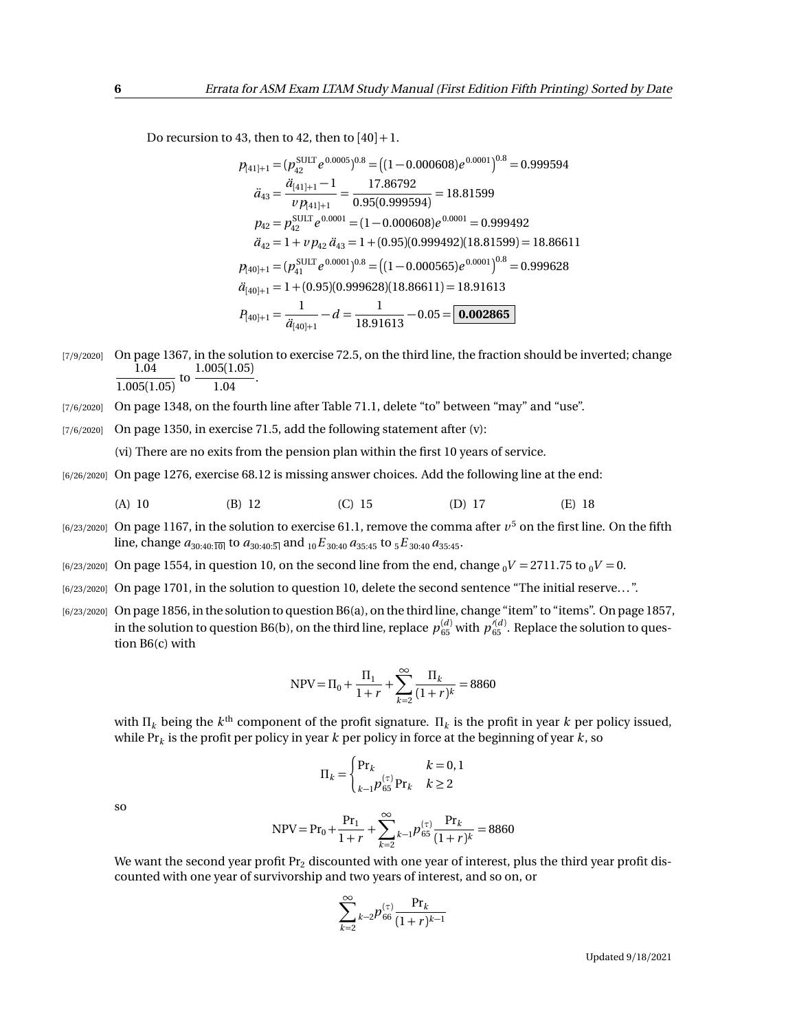Do recursion to 43, then to 42, then to $[40]+1$.

$$p_{[41]+1} = (p_{42}^{\text{SULT}} e^{0.0005})^{0.8} = \left((1-0.000608)e^{0.0001}\right)^{0.8} = 0.999594$$

$$\ddot{a}_{43} = \frac{\ddot{a}_{[41]+1}-1}{v\,p_{[41]+1}} = \frac{17.86792}{0.95(0.999594)} = 18.81599$$

$$p_{42} = p_{42}^{\text{SULT}} e^{0.0001} = (1-0.000608)e^{0.0001} = 0.999492$$

$$\ddot{a}_{42} = 1 + v\,p_{42}\,\ddot{a}_{43} = 1+(0.95)(0.999492)(18.81599) = 18.86611$$

$$p_{[40]+1} = (p_{41}^{\text{SULT}} e^{0.0001})^{0.8} = \left((1-0.000565)e^{0.0001}\right)^{0.8} = 0.999628$$

$$\ddot{a}_{[40]+1} = 1+(0.95)(0.999628)(18.86611) = 18.91613$$

$$P_{[40]+1} = \frac{1}{\ddot{a}_{[40]+1}} - d = \frac{1}{18.91613} - 0.05 = \boxed{\mathbf{0.002865}}$$

[7/9/2020] On page 1367, in the solution to exercise 72.5, on the third line, the fraction should be inverted; change $\dfrac{1.04}{1.005(1.05)}$ to $\dfrac{1.005(1.05)}{1.04}$.

[7/6/2020] On page 1348, on the fourth line after Table 71.1, delete "to" between "may" and "use".

[7/6/2020] On page 1350, in exercise 71.5, add the following statement after (v):

(vi) There are no exits from the pension plan within the first 10 years of service.

[6/26/2020] On page 1276, exercise 68.12 is missing answer choices. Add the following line at the end:

(A) 10 (B) 12 (C) 15 (D) 17 (E) 18

[6/23/2020] On page 1167, in the solution to exercise 61.1, remove the comma after $v^5$ on the first line. On the fifth line, change $a_{30:40:\overline{10}|}$ to $a_{30:40:\overline{5}|}$ and ${}_{10}E_{30:40}\,a_{35:45}$ to ${}_{5}E_{30:40}\,a_{35:45}$.

[6/23/2020] On page 1554, in question 10, on the second line from the end, change ${}_0V = 2711.75$ to ${}_0V = 0$.

[6/23/2020] On page 1701, in the solution to question 10, delete the second sentence "The initial reserve…".

[6/23/2020] On page 1856, in the solution to question B6(a), on the third line, change "item" to "items". On page 1857, in the solution to question B6(b), on the third line, replace $p_{65}^{(d)}$ with $p_{65}^{\prime(d)}$. Replace the solution to question B6(c) with

$$\text{NPV} = \Pi_0 + \frac{\Pi_1}{1+r} + \sum_{k=2}^{\infty} \frac{\Pi_k}{(1+r)^k} = 8860$$

with $\Pi_k$ being the $k^{\text{th}}$ component of the profit signature. $\Pi_k$ is the profit in year $k$ per policy issued, while $\text{Pr}_k$ is the profit per policy in year $k$ per policy in force at the beginning of year $k$, so

$$\Pi_k = \begin{cases} \text{Pr}_k & k = 0, 1 \\ {}_{k-1}p_{65}^{(\tau)}\,\text{Pr}_k & k \ge 2 \end{cases}$$

so

$$\text{NPV} = \text{Pr}_0 + \frac{\text{Pr}_1}{1+r} + \sum_{k=2}^{\infty} {}_{k-1}p_{65}^{(\tau)} \frac{\text{Pr}_k}{(1+r)^k} = 8860$$

We want the second year profit $\text{Pr}_2$ discounted with one year of interest, plus the third year profit discounted with one year of survivorship and two years of interest, and so on, or

$$\sum_{k=2}^{\infty} {}_{k-2}p_{66}^{(\tau)} \frac{\text{Pr}_k}{(1+r)^{k-1}}$$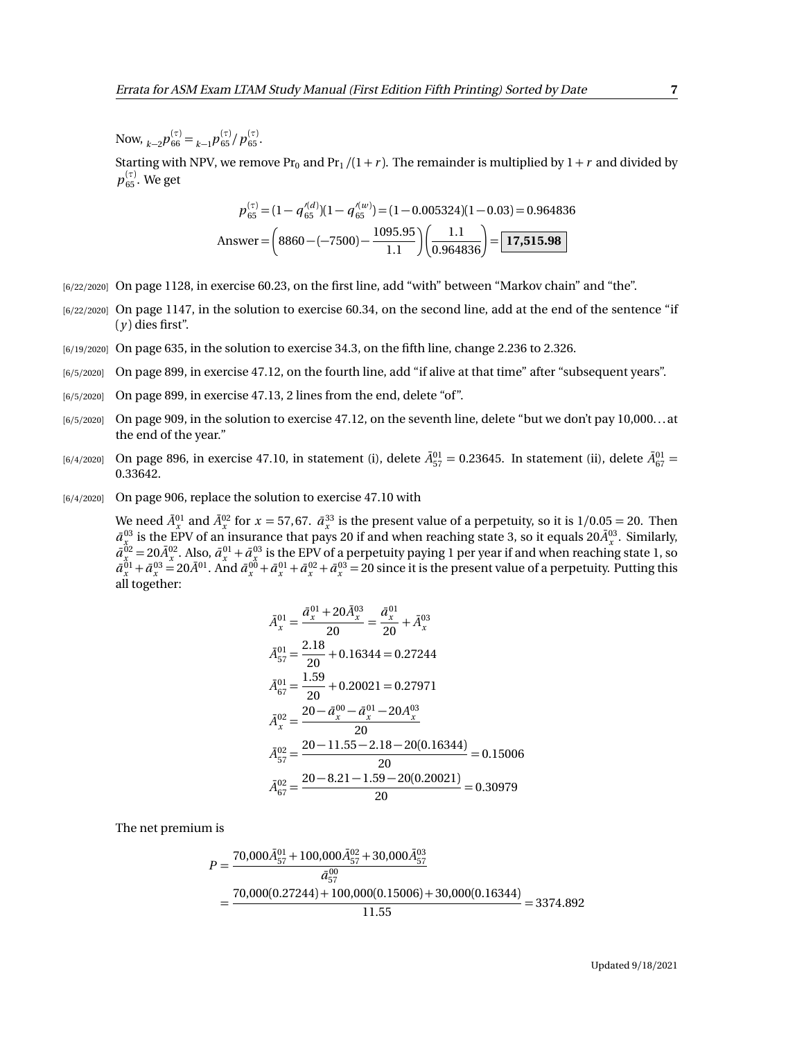Now, ${}_{k-2}p_{66}^{(\tau)} = {}_{k-1}p_{65}^{(\tau)} / p_{65}^{(\tau)}$.

Starting with NPV, we remove $\text{Pr}_0$ and $\text{Pr}_1/(1+r)$. The remainder is multiplied by $1+r$ and divided by $p_{65}^{(\tau)}$. We get

$$p_{65}^{(\tau)} = (1 - q_{65}^{\prime(d)})(1 - q_{65}^{\prime(w)}) = (1 - 0.005324)(1 - 0.03) = 0.964836$$

$$\text{Answer} = \left(8860 - (-7500) - \frac{1095.95}{1.1}\right)\left(\frac{1.1}{0.964836}\right) = \boxed{\mathbf{17{,}515.98}}$$

[6/22/2020] On page 1128, in exercise 60.23, on the first line, add "with" between "Markov chain" and "the".

[6/22/2020] On page 1147, in the solution to exercise 60.34, on the second line, add at the end of the sentence "if $(y)$ dies first".

[6/19/2020] On page 635, in the solution to exercise 34.3, on the fifth line, change 2.236 to 2.326.

[6/5/2020] On page 899, in exercise 47.12, on the fourth line, add "if alive at that time" after "subsequent years".

[6/5/2020] On page 899, in exercise 47.13, 2 lines from the end, delete "of".

[6/5/2020] On page 909, in the solution to exercise 47.12, on the seventh line, delete "but we don't pay 10,000...at the end of the year."

[6/4/2020] On page 896, in exercise 47.10, in statement (i), delete $\bar{A}_{57}^{01} = 0.23645$. In statement (ii), delete $\bar{A}_{67}^{01} = 0.33642$.

[6/4/2020] On page 906, replace the solution to exercise 47.10 with

We need $\bar{A}_x^{01}$ and $\bar{A}_x^{02}$ for $x = 57, 67$. $\bar{a}_x^{33}$ is the present value of a perpetuity, so it is $1/0.05 = 20$. Then $\bar{a}_x^{03}$ is the EPV of an insurance that pays 20 if and when reaching state 3, so it equals $20\bar{A}_x^{03}$. Similarly, $\bar{a}_x^{02} = 20\bar{A}_x^{02}$. Also, $\bar{a}_x^{01} + \bar{a}_x^{03}$ is the EPV of a perpetuity paying 1 per year if and when reaching state 1, so $\bar{a}_x^{01} + \bar{a}_x^{03} = 20\bar{A}^{01}$. And $\bar{a}_x^{00} + \bar{a}_x^{01} + \bar{a}_x^{02} + \bar{a}_x^{03} = 20$ since it is the present value of a perpetuity. Putting this all together:

$$\bar{A}_x^{01} = \frac{\bar{a}_x^{01} + 20\bar{A}_x^{03}}{20} = \frac{\bar{a}_x^{01}}{20} + \bar{A}_x^{03}$$

$$\bar{A}_{57}^{01} = \frac{2.18}{20} + 0.16344 = 0.27244$$

$$\bar{A}_{67}^{01} = \frac{1.59}{20} + 0.20021 = 0.27971$$

$$\bar{A}_x^{02} = \frac{20 - \bar{a}_x^{00} - \bar{a}_x^{01} - 20A_x^{03}}{20}$$

$$\bar{A}_{57}^{02} = \frac{20 - 11.55 - 2.18 - 20(0.16344)}{20} = 0.15006$$

$$\bar{A}_{67}^{02} = \frac{20 - 8.21 - 1.59 - 20(0.20021)}{20} = 0.30979$$

The net premium is

$$P = \frac{70{,}000\bar{A}_{57}^{01} + 100{,}000\bar{A}_{57}^{02} + 30{,}000\bar{A}_{57}^{03}}{\bar{a}_{57}^{00}}$$

$$= \frac{70{,}000(0.27244) + 100{,}000(0.15006) + 30{,}000(0.16344)}{11.55} = 3374.892$$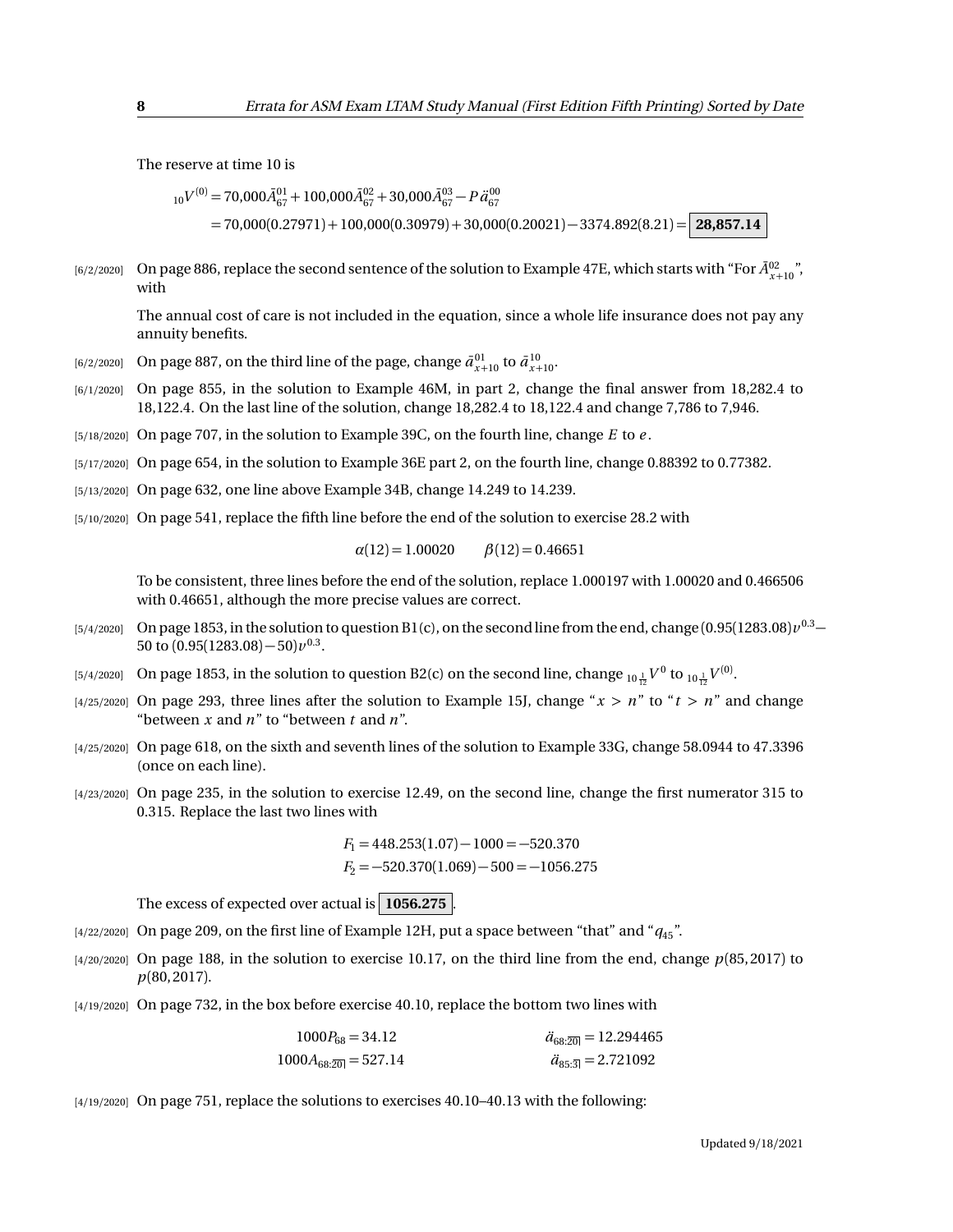The reserve at time 10 is

$$
\begin{aligned}
{}_{10}V^{(0)} &= 70{,}000\bar{A}^{01}_{67} + 100{,}000\bar{A}^{02}_{67} + 30{,}000\bar{A}^{03}_{67} - P\,\ddot{a}^{00}_{67} \\
&= 70{,}000(0.27971) + 100{,}000(0.30979) + 30{,}000(0.20021) - 3374.892(8.21) = \boxed{\mathbf{28{,}857.14}}
\end{aligned}
$$

[6/2/2020] On page 886, replace the second sentence of the solution to Example 47E, which starts with "For $\bar{A}^{02}_{x+10}$", with

The annual cost of care is not included in the equation, since a whole life insurance does not pay any annuity benefits.

[6/2/2020] On page 887, on the third line of the page, change $\bar{a}^{01}_{x+10}$ to $\bar{a}^{10}_{x+10}$.

[6/1/2020] On page 855, in the solution to Example 46M, in part 2, change the final answer from 18,282.4 to 18,122.4. On the last line of the solution, change 18,282.4 to 18,122.4 and change 7,786 to 7,946.

[5/18/2020] On page 707, in the solution to Example 39C, on the fourth line, change $E$ to $e$.

[5/17/2020] On page 654, in the solution to Example 36E part 2, on the fourth line, change 0.88392 to 0.77382.

[5/13/2020] On page 632, one line above Example 34B, change 14.249 to 14.239.

[5/10/2020] On page 541, replace the fifth line before the end of the solution to exercise 28.2 with

$$\alpha(12) = 1.00020 \qquad \beta(12) = 0.46651$$

To be consistent, three lines before the end of the solution, replace 1.000197 with 1.00020 and 0.466506 with 0.46651, although the more precise values are correct.

[5/4/2020] On page 1853, in the solution to question B1(c), on the second line from the end, change $(0.95(1283.08)v^{0.3} - 50$ to $(0.95(1283.08) - 50)v^{0.3}$.

[5/4/2020] On page 1853, in the solution to question B2(c) on the second line, change ${}_{10\frac{1}{12}}V^{0}$ to ${}_{10\frac{1}{12}}V^{(0)}$.

[4/25/2020] On page 293, three lines after the solution to Example 15J, change "$x > n$" to "$t > n$" and change "between $x$ and $n$" to "between $t$ and $n$".

[4/25/2020] On page 618, on the sixth and seventh lines of the solution to Example 33G, change 58.0944 to 47.3396 (once on each line).

[4/23/2020] On page 235, in the solution to exercise 12.49, on the second line, change the first numerator 315 to 0.315. Replace the last two lines with

$$
\begin{aligned}
F_1 &= 448.253(1.07) - 1000 = -520.370 \\
F_2 &= -520.370(1.069) - 500 = -1056.275
\end{aligned}
$$

The excess of expected over actual is $\boxed{\mathbf{1056.275}}$.

[4/22/2020] On page 209, on the first line of Example 12H, put a space between "that" and "$q_{45}$".

[4/20/2020] On page 188, in the solution to exercise 10.17, on the third line from the end, change $p(85, 2017)$ to $p(80, 2017)$.

[4/19/2020] On page 732, in the box before exercise 40.10, replace the bottom two lines with

$$
\begin{aligned}
1000P_{68} &= 34.12 & \ddot{a}_{68:\overline{20}|} &= 12.294465 \\
1000A_{68:\overline{20}|} &= 527.14 & \ddot{a}_{85:\overline{3}|} &= 2.721092
\end{aligned}
$$

[4/19/2020] On page 751, replace the solutions to exercises 40.10–40.13 with the following: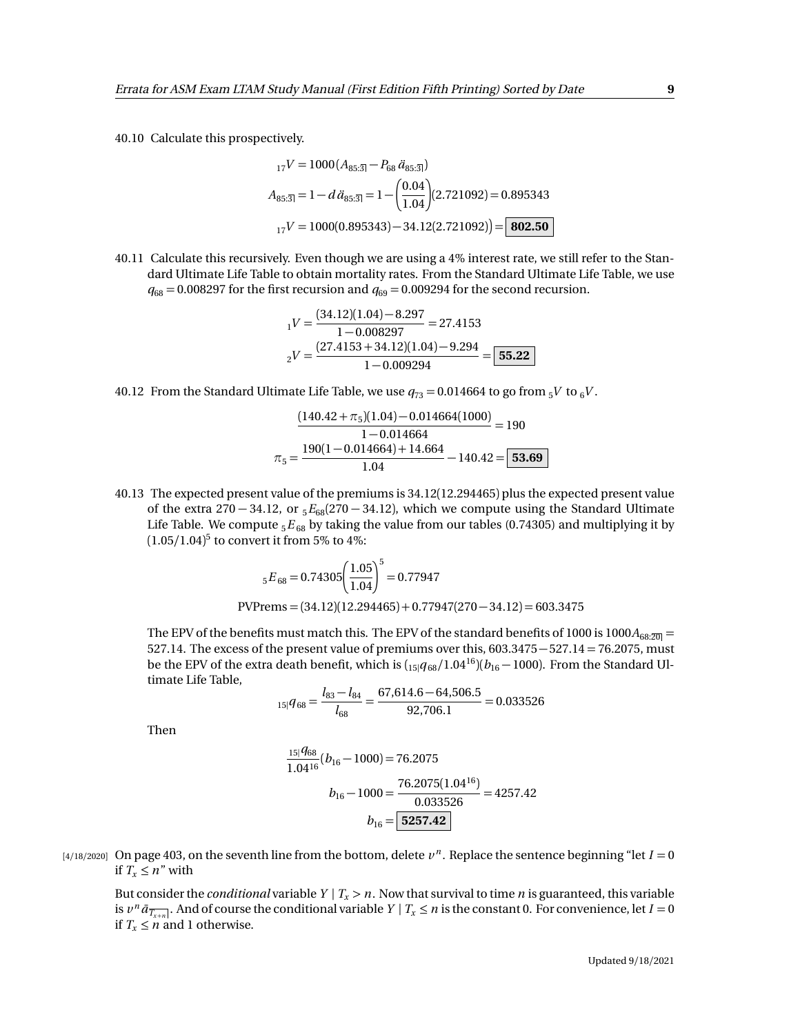40.10 Calculate this prospectively.

$$_{17}V = 1000\left(A_{85:\overline{3}|} - P_{68}\, \ddot{a}_{85:\overline{3}|}\right)$$

$$A_{85:\overline{3}|} = 1 - d\,\ddot{a}_{85:\overline{3}|} = 1 - \left(\frac{0.04}{1.04}\right)(2.721092) = 0.895343$$

$$_{17}V = 1000(0.895343) - 34.12(2.721092)\big) = \boxed{\mathbf{802.50}}$$

40.11 Calculate this recursively. Even though we are using a 4% interest rate, we still refer to the Standard Ultimate Life Table to obtain mortality rates. From the Standard Ultimate Life Table, we use $q_{68} = 0.008297$ for the first recursion and $q_{69} = 0.009294$ for the second recursion.

$$_1V = \frac{(34.12)(1.04) - 8.297}{1 - 0.008297} = 27.4153$$

$$_2V = \frac{(27.4153 + 34.12)(1.04) - 9.294}{1 - 0.009294} = \boxed{\mathbf{55.22}}$$

40.12 From the Standard Ultimate Life Table, we use $q_{73} = 0.014664$ to go from $_5V$ to $_6V$.

$$\frac{(140.42 + \pi_5)(1.04) - 0.014664(1000)}{1 - 0.014664} = 190$$

$$\pi_5 = \frac{190(1 - 0.014664) + 14.664}{1.04} - 140.42 = \boxed{\mathbf{53.69}}$$

40.13 The expected present value of the premiums is 34.12(12.294465) plus the expected present value of the extra $270 - 34.12$, or $_5E_{68}(270 - 34.12)$, which we compute using the Standard Ultimate Life Table. We compute $_5E_{68}$ by taking the value from our tables (0.74305) and multiplying it by $(1.05/1.04)^5$ to convert it from 5% to 4%:

$$_5E_{68} = 0.74305\left(\frac{1.05}{1.04}\right)^5 = 0.77947$$

$$\text{PVPrems} = (34.12)(12.294465) + 0.77947(270 - 34.12) = 603.3475$$

The EPV of the benefits must match this. The EPV of the standard benefits of 1000 is $1000A_{68:\overline{20}|} = 527.14$. The excess of the present value of premiums over this, $603.3475 - 527.14 = 76.2075$, must be the EPV of the extra death benefit, which is $({}_{15|}q_{68}/1.04^{16})(b_{16} - 1000)$. From the Standard Ultimate Life Table,

$$_{15|}q_{68} = \frac{l_{83} - l_{84}}{l_{68}} = \frac{67{,}614.6 - 64{,}506.5}{92{,}706.1} = 0.033526$$

Then

$$\frac{_{15|}q_{68}}{1.04^{16}}(b_{16} - 1000) = 76.2075$$

$$b_{16} - 1000 = \frac{76.2075(1.04^{16})}{0.033526} = 4257.42$$

$$b_{16} = \boxed{\mathbf{5257.42}}$$

[4/18/2020] On page 403, on the seventh line from the bottom, delete $v^n$. Replace the sentence beginning "let $I = 0$ if $T_x \le n$" with

But consider the *conditional* variable $Y \mid T_x > n$. Now that survival to time $n$ is guaranteed, this variable is $v^n \bar{a}_{\overline{T_{x+n}}|}$. And of course the conditional variable $Y \mid T_x \le n$ is the constant 0. For convenience, let $I = 0$ if $T_x \le n$ and 1 otherwise.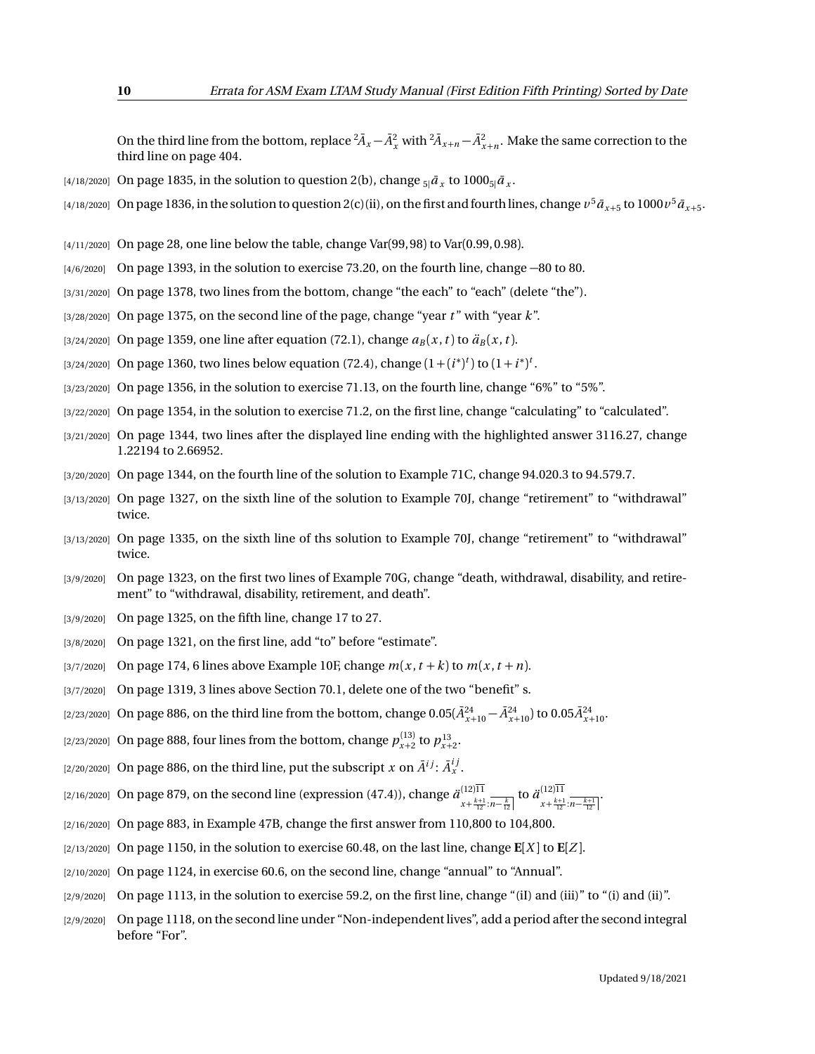On the third line from the bottom, replace ${}^2\bar{A}_x - \bar{A}_x^2$ with ${}^2\bar{A}_{x+n} - \bar{A}_{x+n}^2$. Make the same correction to the third line on page 404.

- [4/18/2020] On page 1835, in the solution to question 2(b), change ${}_{5|}\bar{a}_x$ to $1000_{5|}\bar{a}_x$.
- [4/18/2020] On page 1836, in the solution to question 2(c)(ii), on the first and fourth lines, change $v^5\bar{a}_{x+5}$ to $1000v^5\bar{a}_{x+5}$.
- [4/11/2020] On page 28, one line below the table, change Var(99, 98) to Var(0.99, 0.98).
- [4/6/2020] On page 1393, in the solution to exercise 73.20, on the fourth line, change −80 to 80.
- [3/31/2020] On page 1378, two lines from the bottom, change “the each” to “each” (delete “the”).
- [3/28/2020] On page 1375, on the second line of the page, change “year $t$” with “year $k$”.
- [3/24/2020] On page 1359, one line after equation (72.1), change $a_B(x,t)$ to $\ddot{a}_B(x,t)$.
- [3/24/2020] On page 1360, two lines below equation (72.4), change $(1+(i^*)^t)$ to $(1+i^*)^t$.
- [3/23/2020] On page 1356, in the solution to exercise 71.13, on the fourth line, change “6%” to “5%”.
- [3/22/2020] On page 1354, in the solution to exercise 71.2, on the first line, change “calculating” to “calculated”.
- [3/21/2020] On page 1344, two lines after the displayed line ending with the highlighted answer 3116.27, change 1.22194 to 2.66952.
- [3/20/2020] On page 1344, on the fourth line of the solution to Example 71C, change 94.020.3 to 94.579.7.
- [3/13/2020] On page 1327, on the sixth line of the solution to Example 70J, change “retirement” to “withdrawal” twice.
- [3/13/2020] On page 1335, on the sixth line of ths solution to Example 70J, change “retirement” to “withdrawal” twice.
- [3/9/2020] On page 1323, on the first two lines of Example 70G, change “death, withdrawal, disability, and retirement” to “withdrawal, disability, retirement, and death”.
- [3/9/2020] On page 1325, on the fifth line, change 17 to 27.
- [3/8/2020] On page 1321, on the first line, add “to” before “estimate”.
- [3/7/2020] On page 174, 6 lines above Example 10F, change $m(x,t+k)$ to $m(x,t+n)$.
- [3/7/2020] On page 1319, 3 lines above Section 70.1, delete one of the two “benefit” s.
- [2/23/2020] On page 886, on the third line from the bottom, change $0.05(\bar{A}_{x+10}^{24} - \bar{A}_{x+10}^{24})$ to $0.05\bar{A}_{x+10}^{24}$.
- [2/23/2020] On page 888, four lines from the bottom, change $p_{x+2}^{(13)}$ to $p_{x+2}^{13}$.
- [2/20/2020] On page 886, on the third line, put the subscript $x$ on $\bar{A}^{ij}$: $\bar{A}_x^{ij}$.
- [2/16/2020] On page 879, on the second line (expression (47.4)), change $\ddot{a}^{(12)\overline{11}}_{x+\frac{k+1}{12}:\overline{n-\frac{k}{12}}|}$ to $\ddot{a}^{(12)\overline{11}}_{x+\frac{k+1}{12}:\overline{n-\frac{k+1}{12}}|}$.
- [2/16/2020] On page 883, in Example 47B, change the first answer from 110,800 to 104,800.
- [2/13/2020] On page 1150, in the solution to exercise 60.48, on the last line, change $\mathbf{E}[X]$ to $\mathbf{E}[Z]$.
- [2/10/2020] On page 1124, in exercise 60.6, on the second line, change “annual” to “Annual”.
- [2/9/2020] On page 1113, in the solution to exercise 59.2, on the first line, change “(iI) and (iii)” to “(i) and (ii)”.
- [2/9/2020] On page 1118, on the second line under “Non-independent lives”, add a period after the second integral before “For”.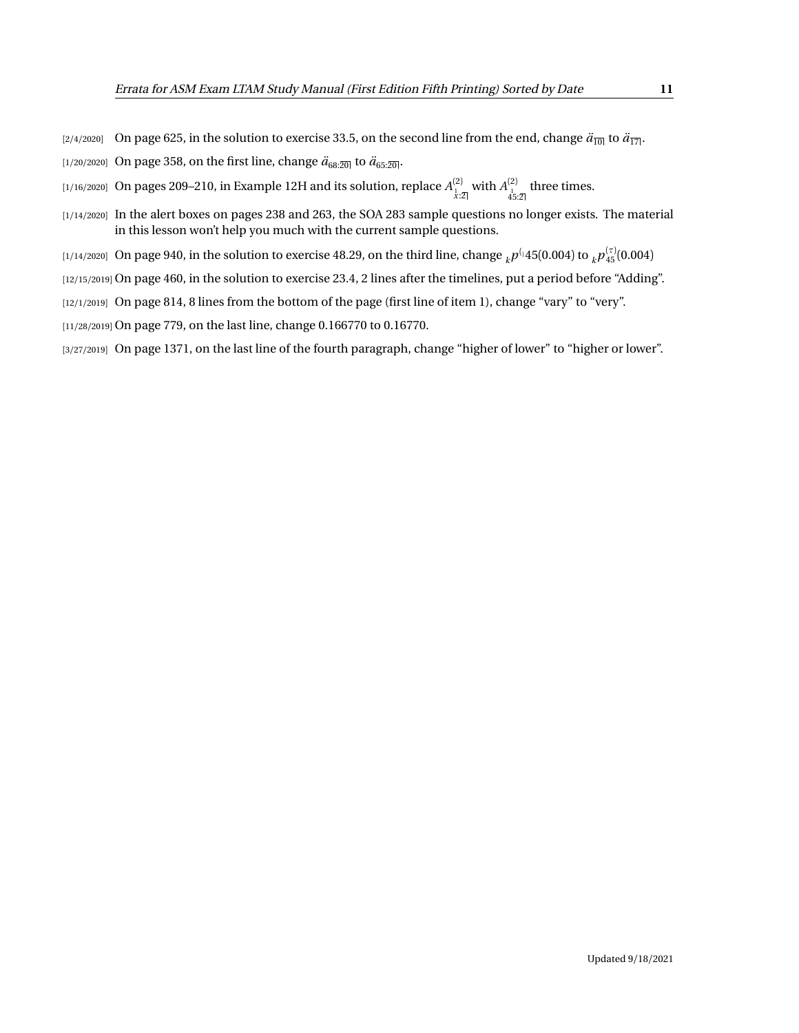[2/4/2020] On page 625, in the solution to exercise 33.5, on the second line from the end, change $\ddot{a}_{\overline{10|}}$ to $\ddot{a}_{\overline{17|}}$.

[1/20/2020] On page 358, on the first line, change $\ddot{a}_{68:\overline{20|}}$ to $\ddot{a}_{65:\overline{20|}}$.

[1/16/2020] On pages 209–210, in Example 12H and its solution, replace $A^{(2)}_{\substack{1\\x:\overline{2|}}}$ with $A^{(2)}_{\substack{1\\45:\overline{2|}}}$ three times.

[1/14/2020] In the alert boxes on pages 238 and 263, the SOA 283 sample questions no longer exists. The material in this lesson won't help you much with the current sample questions.

[1/14/2020] On page 940, in the solution to exercise 48.29, on the third line, change ${}_kp^{(}45(0.004)$ to ${}_kp^{(\tau)}_{45}(0.004)$

[12/15/2019] On page 460, in the solution to exercise 23.4, 2 lines after the timelines, put a period before "Adding".

[12/1/2019] On page 814, 8 lines from the bottom of the page (first line of item 1), change "vary" to "very".

[11/28/2019] On page 779, on the last line, change 0.166770 to 0.16770.

[3/27/2019] On page 1371, on the last line of the fourth paragraph, change "higher of lower" to "higher or lower".